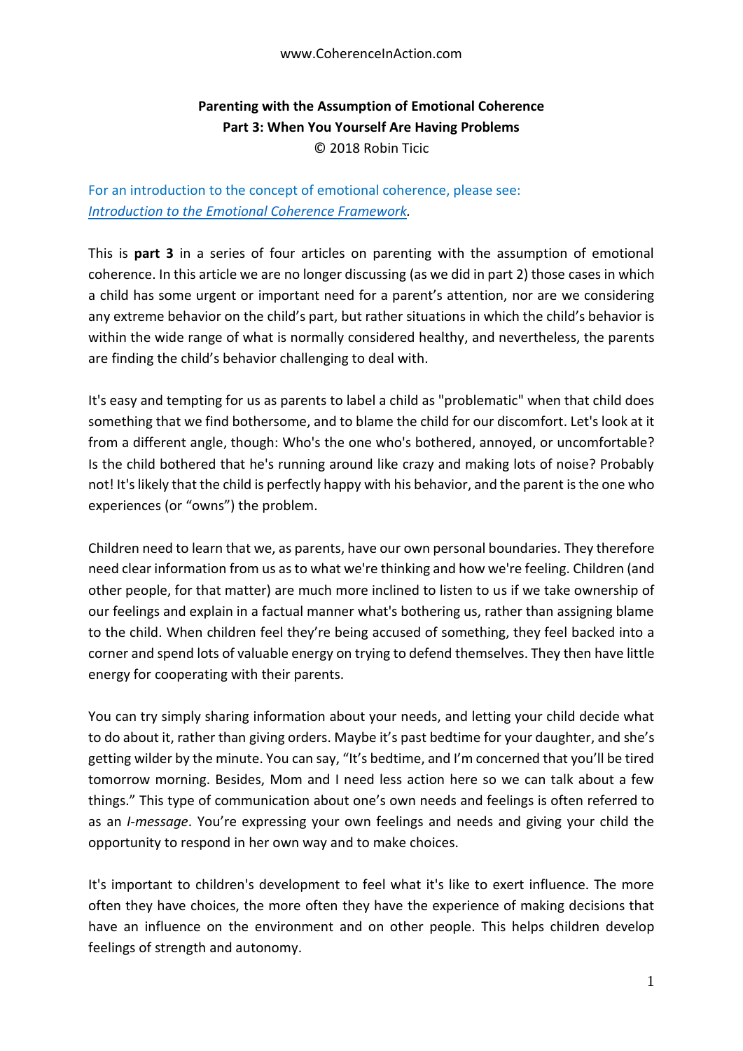www.CoherenceInAction.com

# Parenting with the Assumption of Emotional Coherence
## Part 3: When You Yourself Are Having Problems

© 2018 Robin Ticic

For an introduction to the concept of emotional coherence, please see: *Introduction to the Emotional Coherence Framework*.

This is **part 3** in a series of four articles on parenting with the assumption of emotional coherence. In this article we are no longer discussing (as we did in part 2) those cases in which a child has some urgent or important need for a parent's attention, nor are we considering any extreme behavior on the child's part, but rather situations in which the child's behavior is within the wide range of what is normally considered healthy, and nevertheless, the parents are finding the child's behavior challenging to deal with.

It's easy and tempting for us as parents to label a child as "problematic" when that child does something that we find bothersome, and to blame the child for our discomfort. Let's look at it from a different angle, though: Who's the one who's bothered, annoyed, or uncomfortable? Is the child bothered that he's running around like crazy and making lots of noise? Probably not! It's likely that the child is perfectly happy with his behavior, and the parent is the one who experiences (or "owns") the problem.

Children need to learn that we, as parents, have our own personal boundaries. They therefore need clear information from us as to what we're thinking and how we're feeling. Children (and other people, for that matter) are much more inclined to listen to us if we take ownership of our feelings and explain in a factual manner what's bothering us, rather than assigning blame to the child. When children feel they're being accused of something, they feel backed into a corner and spend lots of valuable energy on trying to defend themselves. They then have little energy for cooperating with their parents.

You can try simply sharing information about your needs, and letting your child decide what to do about it, rather than giving orders. Maybe it's past bedtime for your daughter, and she's getting wilder by the minute. You can say, "It's bedtime, and I'm concerned that you'll be tired tomorrow morning. Besides, Mom and I need less action here so we can talk about a few things." This type of communication about one's own needs and feelings is often referred to as an *I-message*. You're expressing your own feelings and needs and giving your child the opportunity to respond in her own way and to make choices.

It's important to children's development to feel what it's like to exert influence. The more often they have choices, the more often they have the experience of making decisions that have an influence on the environment and on other people. This helps children develop feelings of strength and autonomy.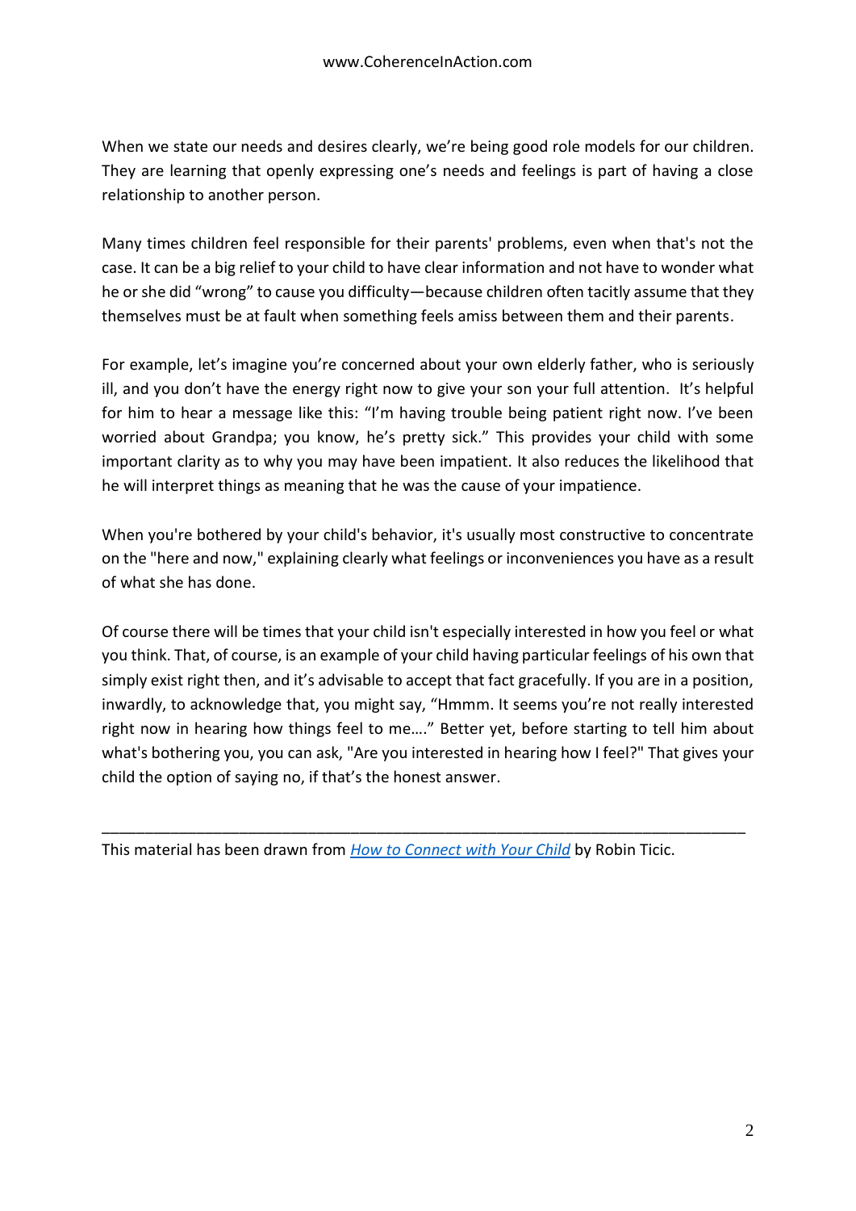When we state our needs and desires clearly, we're being good role models for our children. They are learning that openly expressing one's needs and feelings is part of having a close relationship to another person.

Many times children feel responsible for their parents' problems, even when that's not the case. It can be a big relief to your child to have clear information and not have to wonder what he or she did "wrong" to cause you difficulty—because children often tacitly assume that they themselves must be at fault when something feels amiss between them and their parents.

For example, let's imagine you're concerned about your own elderly father, who is seriously ill, and you don't have the energy right now to give your son your full attention. It's helpful for him to hear a message like this: "I'm having trouble being patient right now. I've been worried about Grandpa; you know, he's pretty sick." This provides your child with some important clarity as to why you may have been impatient. It also reduces the likelihood that he will interpret things as meaning that he was the cause of your impatience.

When you're bothered by your child's behavior, it's usually most constructive to concentrate on the "here and now," explaining clearly what feelings or inconveniences you have as a result of what she has done.

Of course there will be times that your child isn't especially interested in how you feel or what you think. That, of course, is an example of your child having particular feelings of his own that simply exist right then, and it's advisable to accept that fact gracefully. If you are in a position, inwardly, to acknowledge that, you might say, "Hmmm. It seems you're not really interested right now in hearing how things feel to me…." Better yet, before starting to tell him about what's bothering you, you can ask, "Are you interested in hearing how I feel?" That gives your child the option of saying no, if that's the honest answer.

---

This material has been drawn from *How to Connect with Your Child* by Robin Ticic.